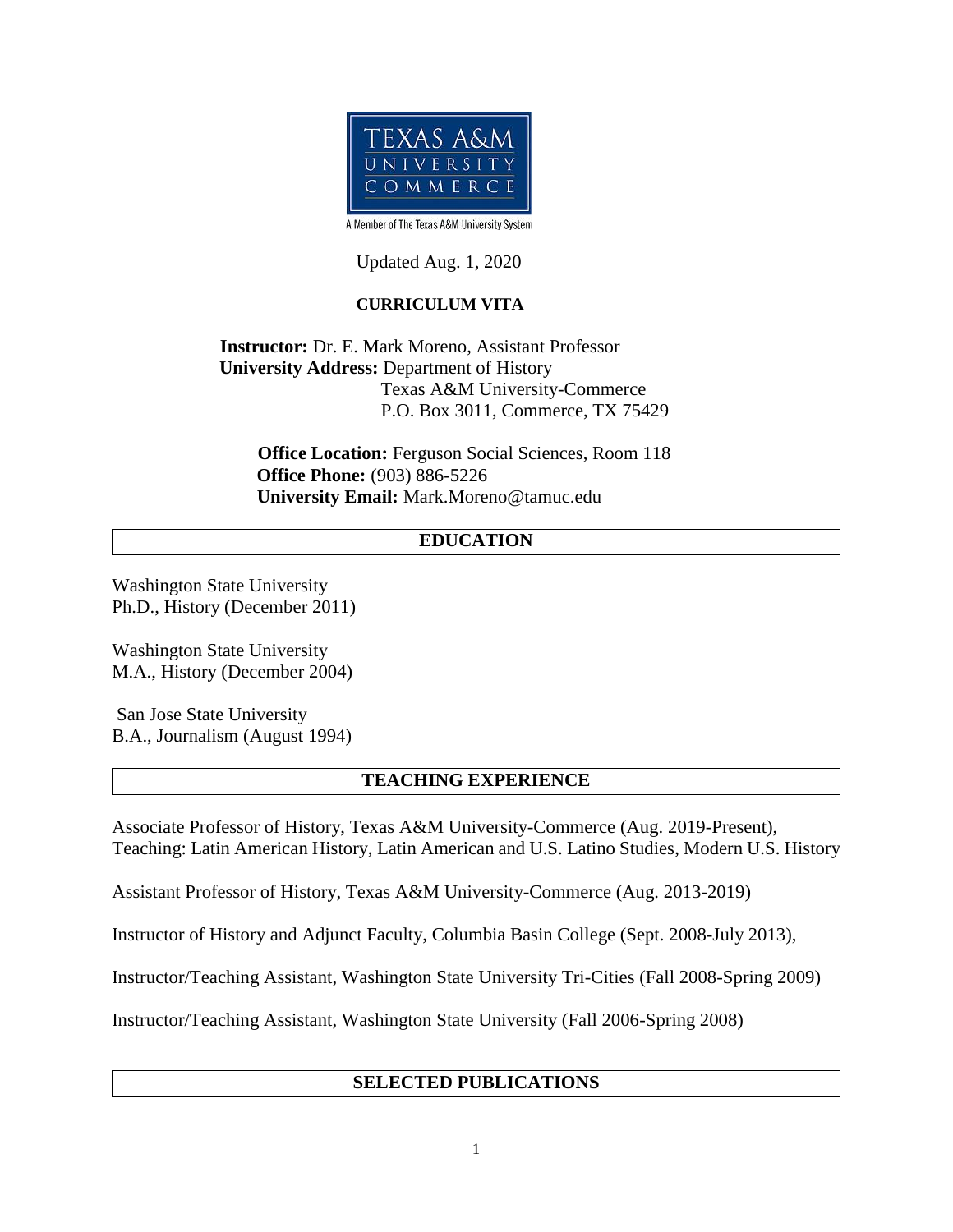TEXAS A&M UNIVERSITY COMMERCE

A Member of The Texas A&M University System

Updated Aug. 1, 2020

**CURRICULUM VITA**

**Instructor:** Dr. E. Mark Moreno, Assistant Professor
**University Address:** Department of History
Texas A&M University-Commerce
P.O. Box 3011, Commerce, TX 75429

**Office Location:** Ferguson Social Sciences, Room 118
**Office Phone:** (903) 886-5226
**University Email:** Mark.Moreno@tamuc.edu

## EDUCATION

Washington State University
Ph.D., History (December 2011)

Washington State University
M.A., History (December 2004)

San Jose State University
B.A., Journalism (August 1994)

## TEACHING EXPERIENCE

Associate Professor of History, Texas A&M University-Commerce (Aug. 2019-Present), Teaching: Latin American History, Latin American and U.S. Latino Studies, Modern U.S. History

Assistant Professor of History, Texas A&M University-Commerce (Aug. 2013-2019)

Instructor of History and Adjunct Faculty, Columbia Basin College (Sept. 2008-July 2013),

Instructor/Teaching Assistant, Washington State University Tri-Cities (Fall 2008-Spring 2009)

Instructor/Teaching Assistant, Washington State University (Fall 2006-Spring 2008)

## SELECTED PUBLICATIONS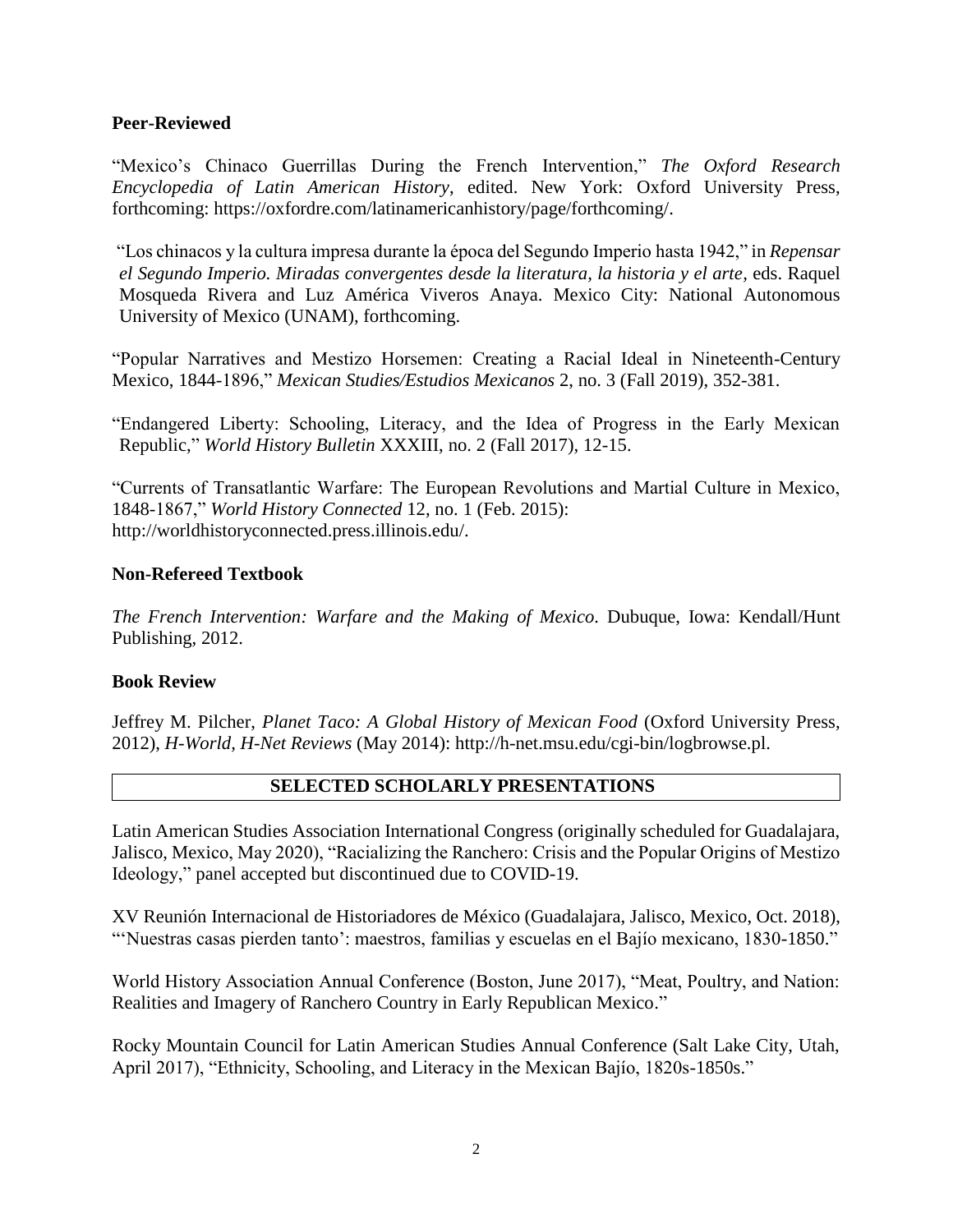**Peer-Reviewed**

"Mexico's Chinaco Guerrillas During the French Intervention," *The Oxford Research Encyclopedia of Latin American History*, edited. New York: Oxford University Press, forthcoming: https://oxfordre.com/latinamericanhistory/page/forthcoming/.

"Los chinacos y la cultura impresa durante la época del Segundo Imperio hasta 1942," in *Repensar el Segundo Imperio. Miradas convergentes desde la literatura, la historia y el arte*, eds. Raquel Mosqueda Rivera and Luz América Viveros Anaya. Mexico City: National Autonomous University of Mexico (UNAM), forthcoming.

"Popular Narratives and Mestizo Horsemen: Creating a Racial Ideal in Nineteenth-Century Mexico, 1844-1896," *Mexican Studies/Estudios Mexicanos* 2, no. 3 (Fall 2019), 352-381.

"Endangered Liberty: Schooling, Literacy, and the Idea of Progress in the Early Mexican Republic," *World History Bulletin* XXXIII, no. 2 (Fall 2017), 12-15.

"Currents of Transatlantic Warfare: The European Revolutions and Martial Culture in Mexico, 1848-1867," *World History Connected* 12, no. 1 (Feb. 2015): http://worldhistoryconnected.press.illinois.edu/.

**Non-Refereed Textbook**

*The French Intervention: Warfare and the Making of Mexico*. Dubuque, Iowa: Kendall/Hunt Publishing, 2012.

**Book Review**

Jeffrey M. Pilcher, *Planet Taco: A Global History of Mexican Food* (Oxford University Press, 2012), *H-World, H-Net Reviews* (May 2014): http://h-net.msu.edu/cgi-bin/logbrowse.pl.

## SELECTED SCHOLARLY PRESENTATIONS

Latin American Studies Association International Congress (originally scheduled for Guadalajara, Jalisco, Mexico, May 2020), "Racializing the Ranchero: Crisis and the Popular Origins of Mestizo Ideology," panel accepted but discontinued due to COVID-19.

XV Reunión Internacional de Historiadores de México (Guadalajara, Jalisco, Mexico, Oct. 2018), "'Nuestras casas pierden tanto': maestros, familias y escuelas en el Bajío mexicano, 1830-1850."

World History Association Annual Conference (Boston, June 2017), "Meat, Poultry, and Nation: Realities and Imagery of Ranchero Country in Early Republican Mexico."

Rocky Mountain Council for Latin American Studies Annual Conference (Salt Lake City, Utah, April 2017), "Ethnicity, Schooling, and Literacy in the Mexican Bajío, 1820s-1850s."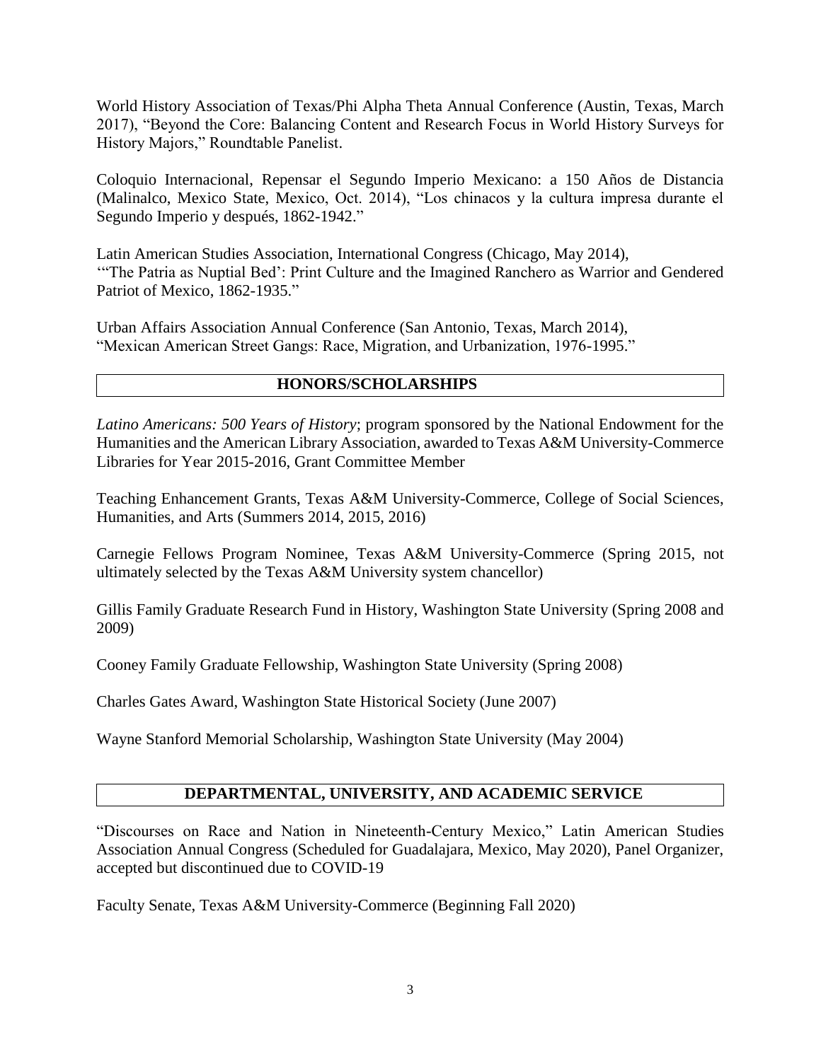World History Association of Texas/Phi Alpha Theta Annual Conference (Austin, Texas, March 2017), "Beyond the Core: Balancing Content and Research Focus in World History Surveys for History Majors," Roundtable Panelist.

Coloquio Internacional, Repensar el Segundo Imperio Mexicano: a 150 Años de Distancia (Malinalco, Mexico State, Mexico, Oct. 2014), "Los chinacos y la cultura impresa durante el Segundo Imperio y después, 1862-1942."

Latin American Studies Association, International Congress (Chicago, May 2014), '"The Patria as Nuptial Bed': Print Culture and the Imagined Ranchero as Warrior and Gendered Patriot of Mexico, 1862-1935."

Urban Affairs Association Annual Conference (San Antonio, Texas, March 2014), "Mexican American Street Gangs: Race, Migration, and Urbanization, 1976-1995."

## HONORS/SCHOLARSHIPS

*Latino Americans: 500 Years of History*; program sponsored by the National Endowment for the Humanities and the American Library Association, awarded to Texas A&M University-Commerce Libraries for Year 2015-2016, Grant Committee Member

Teaching Enhancement Grants, Texas A&M University-Commerce, College of Social Sciences, Humanities, and Arts (Summers 2014, 2015, 2016)

Carnegie Fellows Program Nominee, Texas A&M University-Commerce (Spring 2015, not ultimately selected by the Texas A&M University system chancellor)

Gillis Family Graduate Research Fund in History, Washington State University (Spring 2008 and 2009)

Cooney Family Graduate Fellowship, Washington State University (Spring 2008)

Charles Gates Award, Washington State Historical Society (June 2007)

Wayne Stanford Memorial Scholarship, Washington State University (May 2004)

## DEPARTMENTAL, UNIVERSITY, AND ACADEMIC SERVICE

"Discourses on Race and Nation in Nineteenth-Century Mexico," Latin American Studies Association Annual Congress (Scheduled for Guadalajara, Mexico, May 2020), Panel Organizer, accepted but discontinued due to COVID-19

Faculty Senate, Texas A&M University-Commerce (Beginning Fall 2020)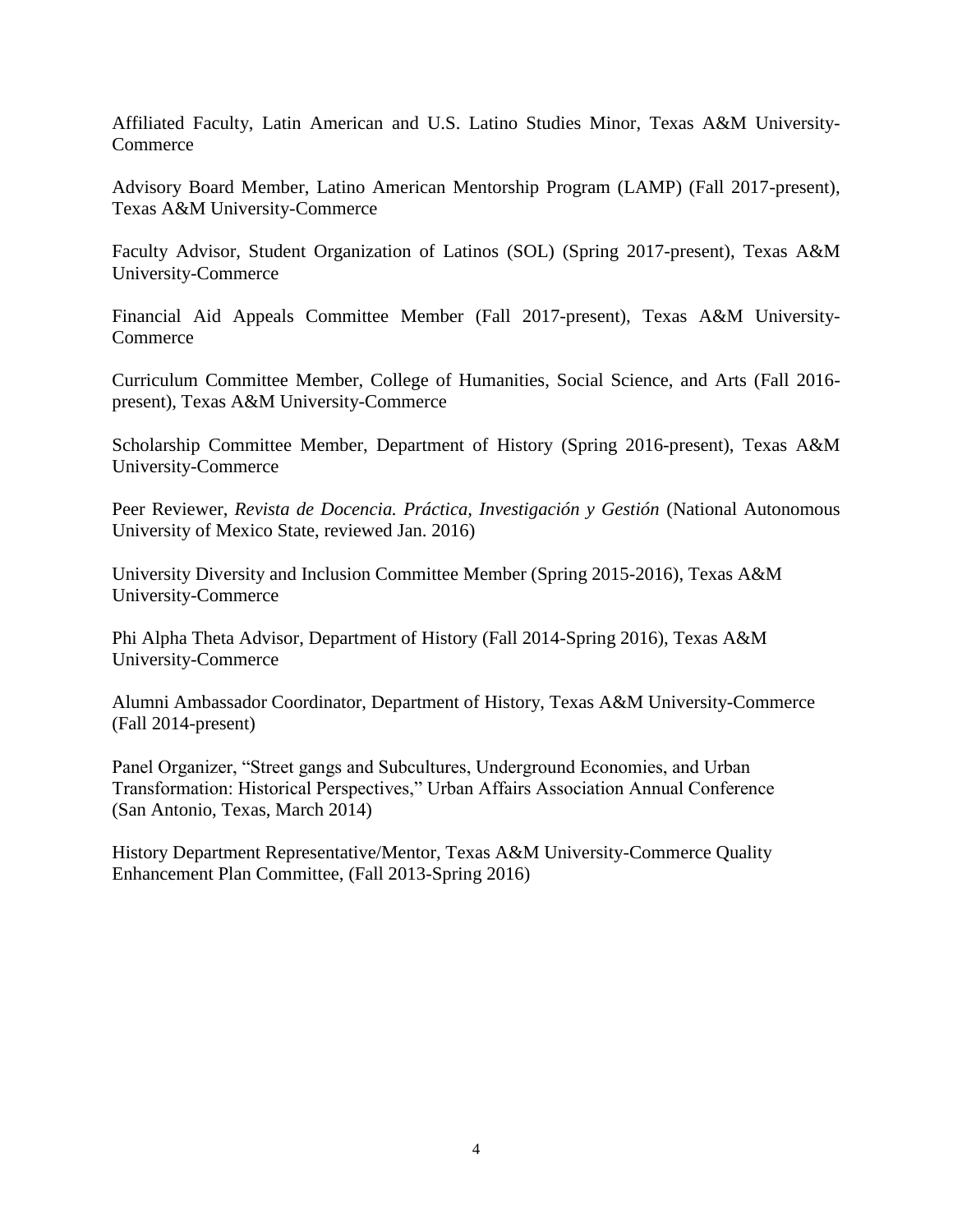Affiliated Faculty, Latin American and U.S. Latino Studies Minor, Texas A&M University-Commerce

Advisory Board Member, Latino American Mentorship Program (LAMP) (Fall 2017-present), Texas A&M University-Commerce

Faculty Advisor, Student Organization of Latinos (SOL) (Spring 2017-present), Texas A&M University-Commerce

Financial Aid Appeals Committee Member (Fall 2017-present), Texas A&M University-Commerce

Curriculum Committee Member, College of Humanities, Social Science, and Arts (Fall 2016-present), Texas A&M University-Commerce

Scholarship Committee Member, Department of History (Spring 2016-present), Texas A&M University-Commerce

Peer Reviewer, *Revista de Docencia. Práctica, Investigación y Gestión* (National Autonomous University of Mexico State, reviewed Jan. 2016)

University Diversity and Inclusion Committee Member (Spring 2015-2016), Texas A&M University-Commerce

Phi Alpha Theta Advisor, Department of History (Fall 2014-Spring 2016), Texas A&M University-Commerce

Alumni Ambassador Coordinator, Department of History, Texas A&M University-Commerce (Fall 2014-present)

Panel Organizer, "Street gangs and Subcultures, Underground Economies, and Urban Transformation: Historical Perspectives," Urban Affairs Association Annual Conference (San Antonio, Texas, March 2014)

History Department Representative/Mentor, Texas A&M University-Commerce Quality Enhancement Plan Committee, (Fall 2013-Spring 2016)